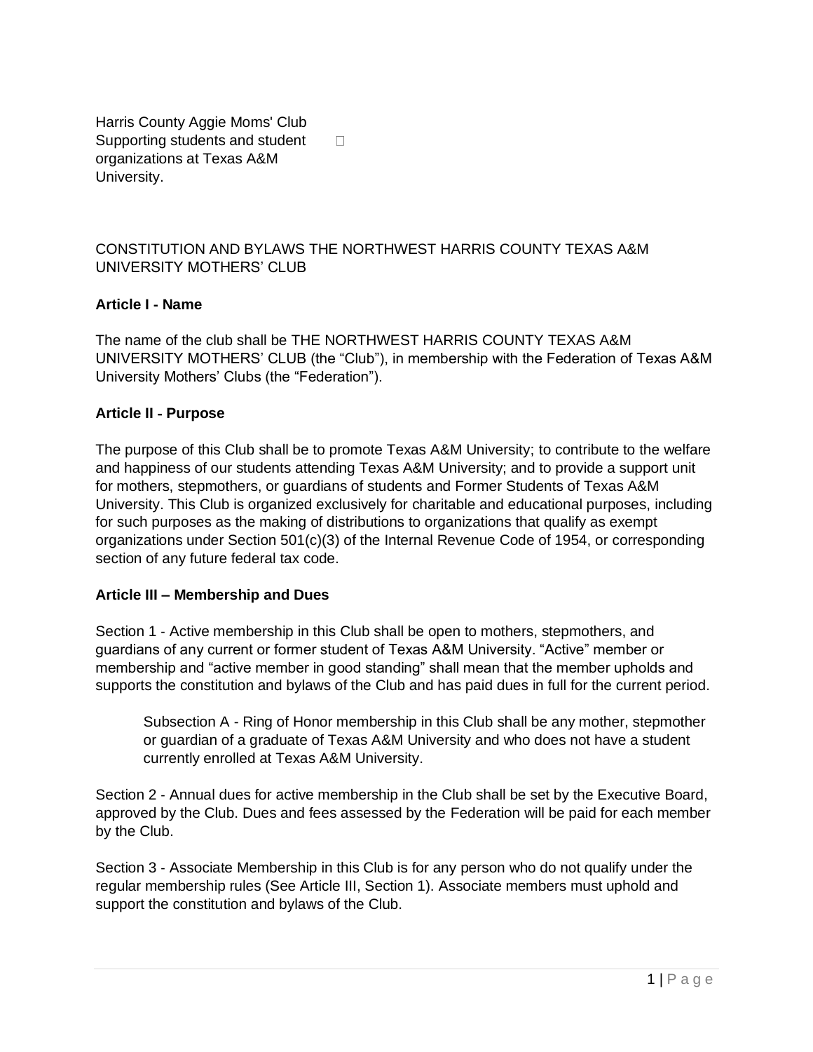Harris County Aggie Moms' Club
Supporting students and student organizations at Texas A&M University.

CONSTITUTION AND BYLAWS THE NORTHWEST HARRIS COUNTY TEXAS A&M UNIVERSITY MOTHERS' CLUB

## Article I - Name

The name of the club shall be THE NORTHWEST HARRIS COUNTY TEXAS A&M UNIVERSITY MOTHERS' CLUB (the "Club"), in membership with the Federation of Texas A&M University Mothers' Clubs (the "Federation").

## Article II - Purpose

The purpose of this Club shall be to promote Texas A&M University; to contribute to the welfare and happiness of our students attending Texas A&M University; and to provide a support unit for mothers, stepmothers, or guardians of students and Former Students of Texas A&M University. This Club is organized exclusively for charitable and educational purposes, including for such purposes as the making of distributions to organizations that qualify as exempt organizations under Section 501(c)(3) of the Internal Revenue Code of 1954, or corresponding section of any future federal tax code.

## Article III – Membership and Dues

Section 1 - Active membership in this Club shall be open to mothers, stepmothers, and guardians of any current or former student of Texas A&M University. "Active" member or membership and "active member in good standing" shall mean that the member upholds and supports the constitution and bylaws of the Club and has paid dues in full for the current period.

> Subsection A - Ring of Honor membership in this Club shall be any mother, stepmother or guardian of a graduate of Texas A&M University and who does not have a student currently enrolled at Texas A&M University.

Section 2 - Annual dues for active membership in the Club shall be set by the Executive Board, approved by the Club. Dues and fees assessed by the Federation will be paid for each member by the Club.

Section 3 - Associate Membership in this Club is for any person who do not qualify under the regular membership rules (See Article III, Section 1). Associate members must uphold and support the constitution and bylaws of the Club.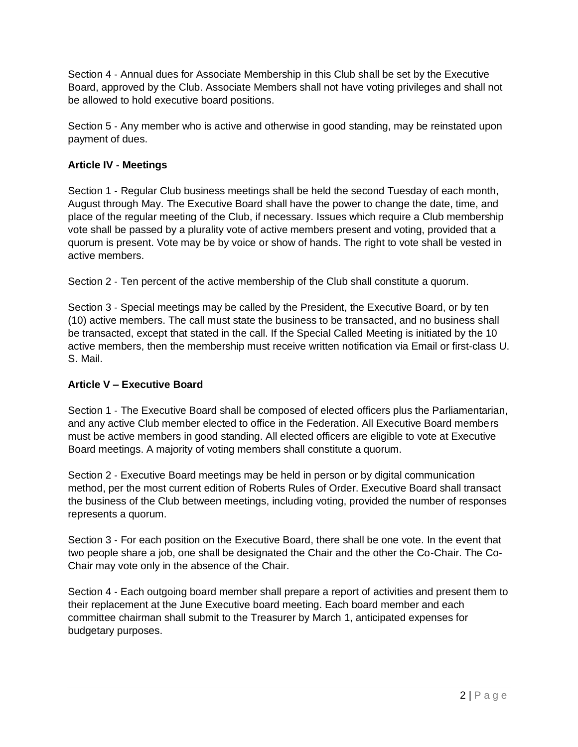Section 4 - Annual dues for Associate Membership in this Club shall be set by the Executive Board, approved by the Club. Associate Members shall not have voting privileges and shall not be allowed to hold executive board positions.

Section 5 - Any member who is active and otherwise in good standing, may be reinstated upon payment of dues.

**Article IV - Meetings**

Section 1 - Regular Club business meetings shall be held the second Tuesday of each month, August through May. The Executive Board shall have the power to change the date, time, and place of the regular meeting of the Club, if necessary. Issues which require a Club membership vote shall be passed by a plurality vote of active members present and voting, provided that a quorum is present. Vote may be by voice or show of hands. The right to vote shall be vested in active members.

Section 2 - Ten percent of the active membership of the Club shall constitute a quorum.

Section 3 - Special meetings may be called by the President, the Executive Board, or by ten (10) active members. The call must state the business to be transacted, and no business shall be transacted, except that stated in the call. If the Special Called Meeting is initiated by the 10 active members, then the membership must receive written notification via Email or first-class U. S. Mail.

**Article V – Executive Board**

Section 1 - The Executive Board shall be composed of elected officers plus the Parliamentarian, and any active Club member elected to office in the Federation. All Executive Board members must be active members in good standing. All elected officers are eligible to vote at Executive Board meetings. A majority of voting members shall constitute a quorum.

Section 2 - Executive Board meetings may be held in person or by digital communication method, per the most current edition of Roberts Rules of Order. Executive Board shall transact the business of the Club between meetings, including voting, provided the number of responses represents a quorum.

Section 3 - For each position on the Executive Board, there shall be one vote. In the event that two people share a job, one shall be designated the Chair and the other the Co-Chair. The Co-Chair may vote only in the absence of the Chair.

Section 4 - Each outgoing board member shall prepare a report of activities and present them to their replacement at the June Executive board meeting. Each board member and each committee chairman shall submit to the Treasurer by March 1, anticipated expenses for budgetary purposes.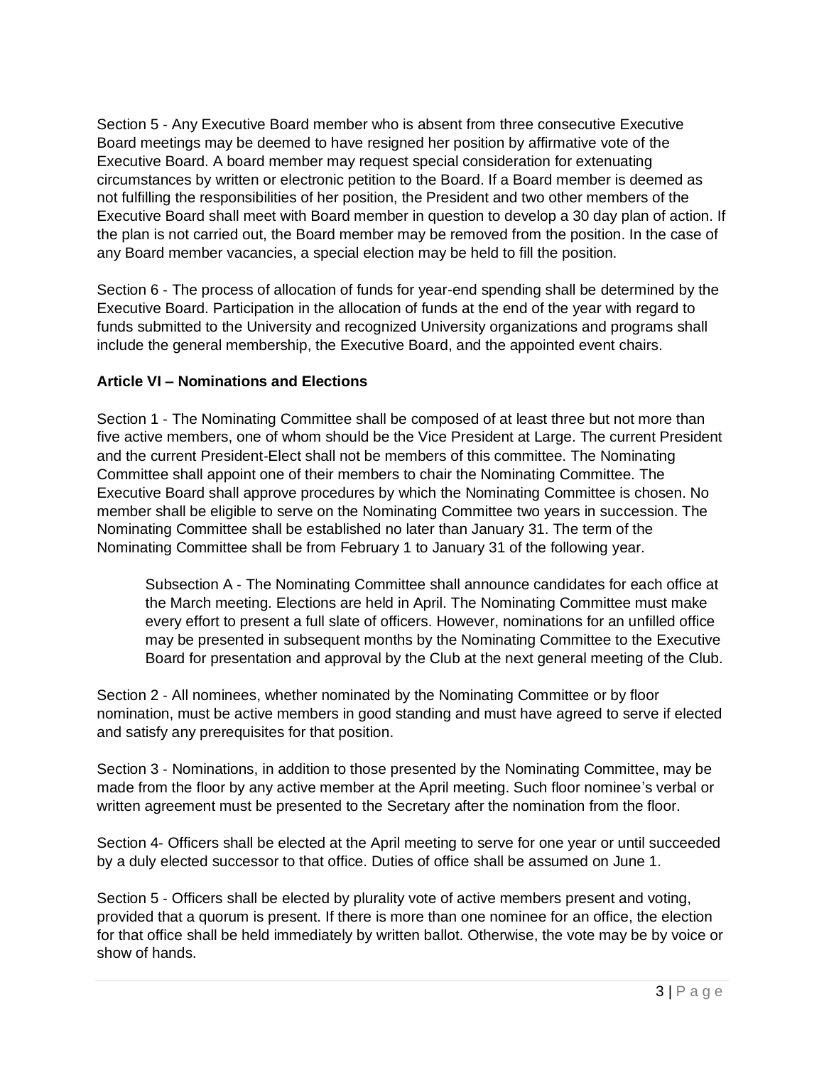Section 5 - Any Executive Board member who is absent from three consecutive Executive Board meetings may be deemed to have resigned her position by affirmative vote of the Executive Board. A board member may request special consideration for extenuating circumstances by written or electronic petition to the Board. If a Board member is deemed as not fulfilling the responsibilities of her position, the President and two other members of the Executive Board shall meet with Board member in question to develop a 30 day plan of action. If the plan is not carried out, the Board member may be removed from the position. In the case of any Board member vacancies, a special election may be held to fill the position.

Section 6 - The process of allocation of funds for year-end spending shall be determined by the Executive Board. Participation in the allocation of funds at the end of the year with regard to funds submitted to the University and recognized University organizations and programs shall include the general membership, the Executive Board, and the appointed event chairs.

**Article VI – Nominations and Elections**

Section 1 - The Nominating Committee shall be composed of at least three but not more than five active members, one of whom should be the Vice President at Large. The current President and the current President-Elect shall not be members of this committee. The Nominating Committee shall appoint one of their members to chair the Nominating Committee. The Executive Board shall approve procedures by which the Nominating Committee is chosen. No member shall be eligible to serve on the Nominating Committee two years in succession. The Nominating Committee shall be established no later than January 31. The term of the Nominating Committee shall be from February 1 to January 31 of the following year.

> Subsection A - The Nominating Committee shall announce candidates for each office at the March meeting. Elections are held in April. The Nominating Committee must make every effort to present a full slate of officers. However, nominations for an unfilled office may be presented in subsequent months by the Nominating Committee to the Executive Board for presentation and approval by the Club at the next general meeting of the Club.

Section 2 - All nominees, whether nominated by the Nominating Committee or by floor nomination, must be active members in good standing and must have agreed to serve if elected and satisfy any prerequisites for that position.

Section 3 - Nominations, in addition to those presented by the Nominating Committee, may be made from the floor by any active member at the April meeting. Such floor nominee's verbal or written agreement must be presented to the Secretary after the nomination from the floor.

Section 4- Officers shall be elected at the April meeting to serve for one year or until succeeded by a duly elected successor to that office. Duties of office shall be assumed on June 1.

Section 5 - Officers shall be elected by plurality vote of active members present and voting, provided that a quorum is present. If there is more than one nominee for an office, the election for that office shall be held immediately by written ballot. Otherwise, the vote may be by voice or show of hands.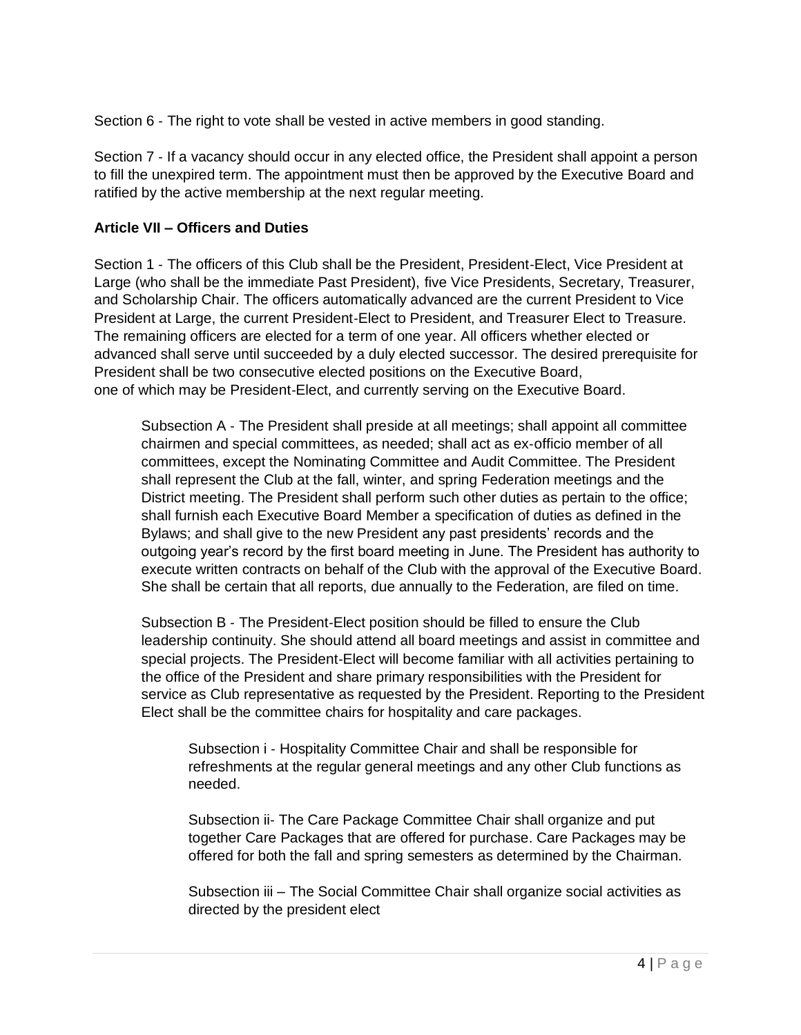Section 6 - The right to vote shall be vested in active members in good standing.

Section 7 - If a vacancy should occur in any elected office, the President shall appoint a person to fill the unexpired term. The appointment must then be approved by the Executive Board and ratified by the active membership at the next regular meeting.

**Article VII – Officers and Duties**

Section 1 - The officers of this Club shall be the President, President-Elect, Vice President at Large (who shall be the immediate Past President), five Vice Presidents, Secretary, Treasurer, and Scholarship Chair. The officers automatically advanced are the current President to Vice President at Large, the current President-Elect to President, and Treasurer Elect to Treasure. The remaining officers are elected for a term of one year. All officers whether elected or advanced shall serve until succeeded by a duly elected successor. The desired prerequisite for President shall be two consecutive elected positions on the Executive Board, one of which may be President-Elect, and currently serving on the Executive Board.

> Subsection A - The President shall preside at all meetings; shall appoint all committee chairmen and special committees, as needed; shall act as ex-officio member of all committees, except the Nominating Committee and Audit Committee. The President shall represent the Club at the fall, winter, and spring Federation meetings and the District meeting. The President shall perform such other duties as pertain to the office; shall furnish each Executive Board Member a specification of duties as defined in the Bylaws; and shall give to the new President any past presidents' records and the outgoing year's record by the first board meeting in June. The President has authority to execute written contracts on behalf of the Club with the approval of the Executive Board. She shall be certain that all reports, due annually to the Federation, are filed on time.
>
> Subsection B - The President-Elect position should be filled to ensure the Club leadership continuity. She should attend all board meetings and assist in committee and special projects. The President-Elect will become familiar with all activities pertaining to the office of the President and share primary responsibilities with the President for service as Club representative as requested by the President. Reporting to the President Elect shall be the committee chairs for hospitality and care packages.
>
> > Subsection i - Hospitality Committee Chair and shall be responsible for refreshments at the regular general meetings and any other Club functions as needed.
> >
> > Subsection ii- The Care Package Committee Chair shall organize and put together Care Packages that are offered for purchase. Care Packages may be offered for both the fall and spring semesters as determined by the Chairman.
> >
> > Subsection iii – The Social Committee Chair shall organize social activities as directed by the president elect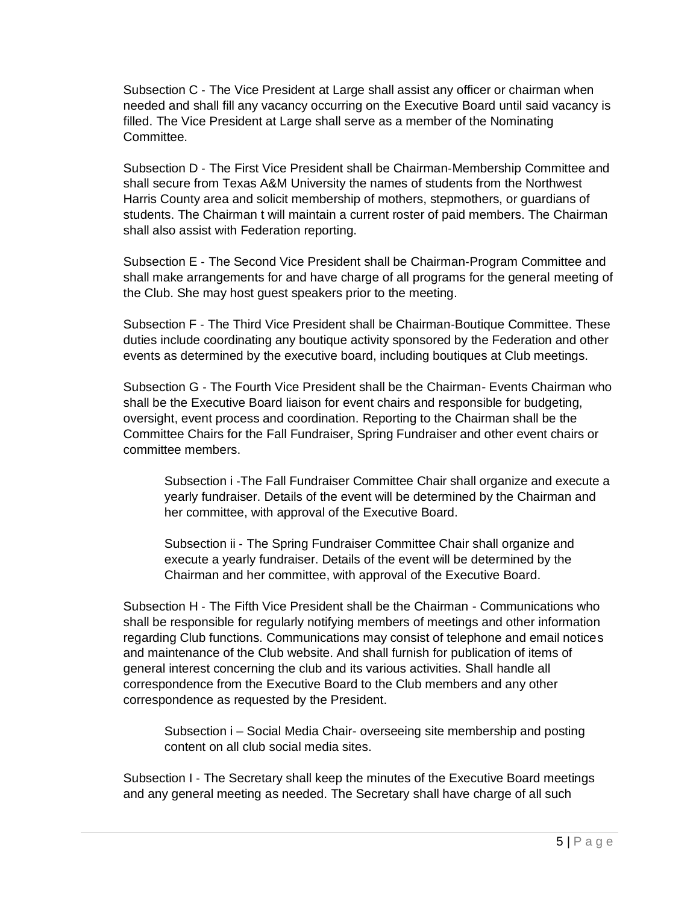Subsection C - The Vice President at Large shall assist any officer or chairman when needed and shall fill any vacancy occurring on the Executive Board until said vacancy is filled. The Vice President at Large shall serve as a member of the Nominating Committee.

Subsection D - The First Vice President shall be Chairman-Membership Committee and shall secure from Texas A&M University the names of students from the Northwest Harris County area and solicit membership of mothers, stepmothers, or guardians of students. The Chairman t will maintain a current roster of paid members. The Chairman shall also assist with Federation reporting.

Subsection E - The Second Vice President shall be Chairman-Program Committee and shall make arrangements for and have charge of all programs for the general meeting of the Club. She may host guest speakers prior to the meeting.

Subsection F - The Third Vice President shall be Chairman-Boutique Committee. These duties include coordinating any boutique activity sponsored by the Federation and other events as determined by the executive board, including boutiques at Club meetings.

Subsection G - The Fourth Vice President shall be the Chairman- Events Chairman who shall be the Executive Board liaison for event chairs and responsible for budgeting, oversight, event process and coordination. Reporting to the Chairman shall be the Committee Chairs for the Fall Fundraiser, Spring Fundraiser and other event chairs or committee members.

> Subsection i -The Fall Fundraiser Committee Chair shall organize and execute a yearly fundraiser. Details of the event will be determined by the Chairman and her committee, with approval of the Executive Board.
>
> Subsection ii - The Spring Fundraiser Committee Chair shall organize and execute a yearly fundraiser. Details of the event will be determined by the Chairman and her committee, with approval of the Executive Board.

Subsection H - The Fifth Vice President shall be the Chairman - Communications who shall be responsible for regularly notifying members of meetings and other information regarding Club functions. Communications may consist of telephone and email notices and maintenance of the Club website. And shall furnish for publication of items of general interest concerning the club and its various activities. Shall handle all correspondence from the Executive Board to the Club members and any other correspondence as requested by the President.

> Subsection i – Social Media Chair- overseeing site membership and posting content on all club social media sites.

Subsection I - The Secretary shall keep the minutes of the Executive Board meetings and any general meeting as needed. The Secretary shall have charge of all such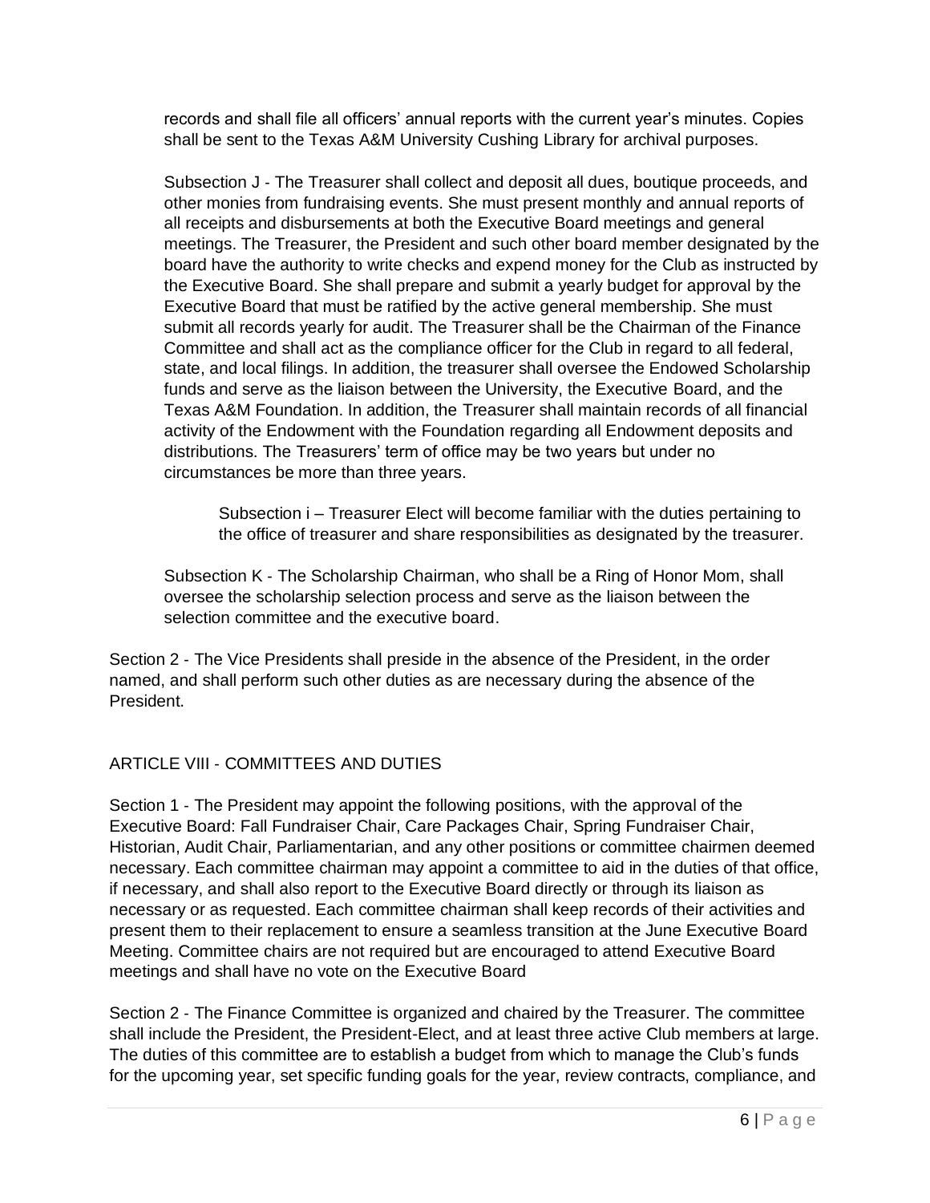records and shall file all officers' annual reports with the current year's minutes. Copies shall be sent to the Texas A&M University Cushing Library for archival purposes.

Subsection J - The Treasurer shall collect and deposit all dues, boutique proceeds, and other monies from fundraising events. She must present monthly and annual reports of all receipts and disbursements at both the Executive Board meetings and general meetings. The Treasurer, the President and such other board member designated by the board have the authority to write checks and expend money for the Club as instructed by the Executive Board. She shall prepare and submit a yearly budget for approval by the Executive Board that must be ratified by the active general membership. She must submit all records yearly for audit. The Treasurer shall be the Chairman of the Finance Committee and shall act as the compliance officer for the Club in regard to all federal, state, and local filings. In addition, the treasurer shall oversee the Endowed Scholarship funds and serve as the liaison between the University, the Executive Board, and the Texas A&M Foundation. In addition, the Treasurer shall maintain records of all financial activity of the Endowment with the Foundation regarding all Endowment deposits and distributions. The Treasurers' term of office may be two years but under no circumstances be more than three years.

Subsection i – Treasurer Elect will become familiar with the duties pertaining to the office of treasurer and share responsibilities as designated by the treasurer.

Subsection K - The Scholarship Chairman, who shall be a Ring of Honor Mom, shall oversee the scholarship selection process and serve as the liaison between the selection committee and the executive board.

Section 2 - The Vice Presidents shall preside in the absence of the President, in the order named, and shall perform such other duties as are necessary during the absence of the President.

## ARTICLE VIII - COMMITTEES AND DUTIES

Section 1 - The President may appoint the following positions, with the approval of the Executive Board: Fall Fundraiser Chair, Care Packages Chair, Spring Fundraiser Chair, Historian, Audit Chair, Parliamentarian, and any other positions or committee chairmen deemed necessary. Each committee chairman may appoint a committee to aid in the duties of that office, if necessary, and shall also report to the Executive Board directly or through its liaison as necessary or as requested. Each committee chairman shall keep records of their activities and present them to their replacement to ensure a seamless transition at the June Executive Board Meeting. Committee chairs are not required but are encouraged to attend Executive Board meetings and shall have no vote on the Executive Board

Section 2 - The Finance Committee is organized and chaired by the Treasurer. The committee shall include the President, the President-Elect, and at least three active Club members at large. The duties of this committee are to establish a budget from which to manage the Club's funds for the upcoming year, set specific funding goals for the year, review contracts, compliance, and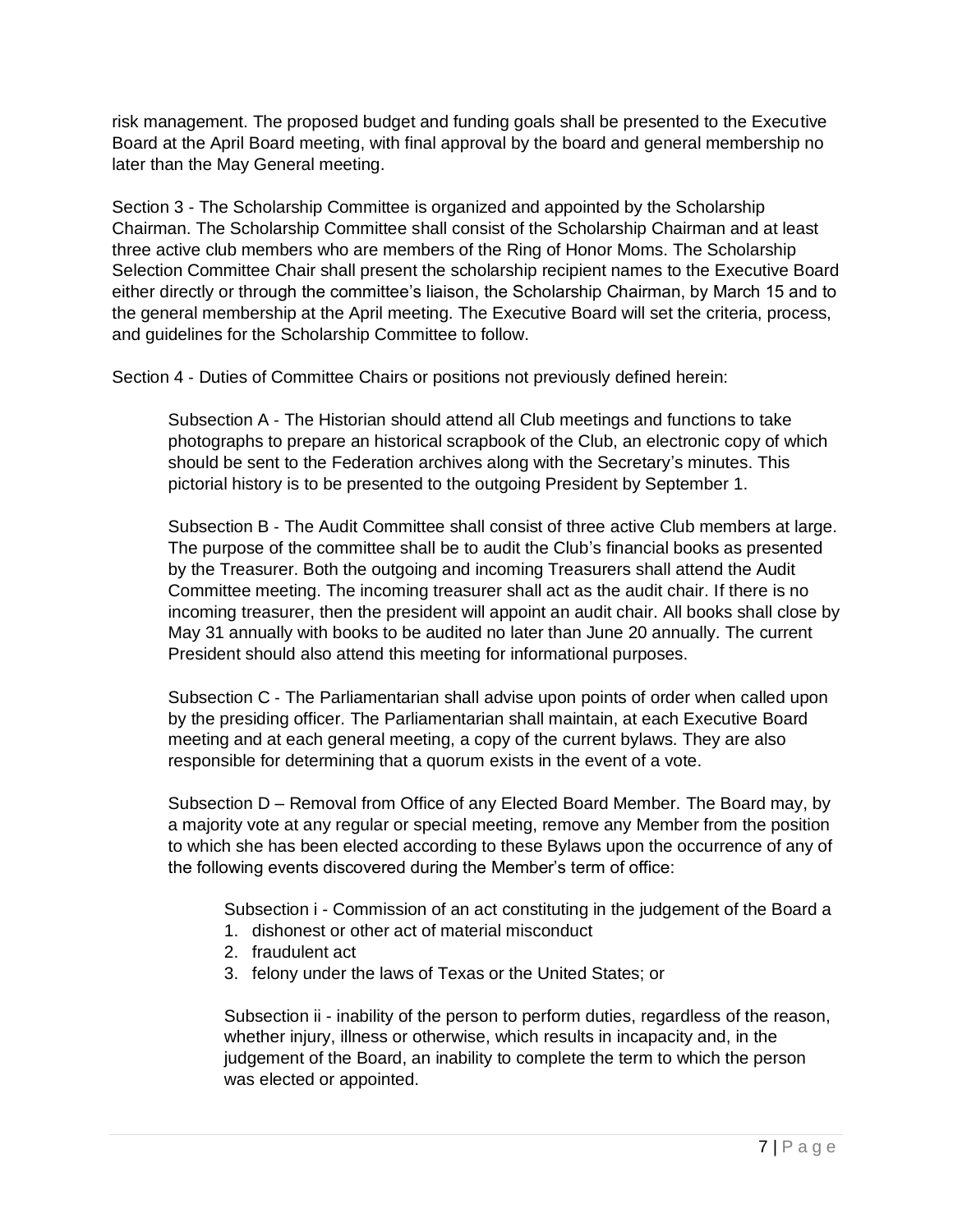risk management. The proposed budget and funding goals shall be presented to the Executive Board at the April Board meeting, with final approval by the board and general membership no later than the May General meeting.

Section 3 - The Scholarship Committee is organized and appointed by the Scholarship Chairman. The Scholarship Committee shall consist of the Scholarship Chairman and at least three active club members who are members of the Ring of Honor Moms. The Scholarship Selection Committee Chair shall present the scholarship recipient names to the Executive Board either directly or through the committee's liaison, the Scholarship Chairman, by March 15 and to the general membership at the April meeting. The Executive Board will set the criteria, process, and guidelines for the Scholarship Committee to follow.

Section 4 - Duties of Committee Chairs or positions not previously defined herein:

> Subsection A - The Historian should attend all Club meetings and functions to take photographs to prepare an historical scrapbook of the Club, an electronic copy of which should be sent to the Federation archives along with the Secretary's minutes. This pictorial history is to be presented to the outgoing President by September 1.
>
> Subsection B - The Audit Committee shall consist of three active Club members at large. The purpose of the committee shall be to audit the Club's financial books as presented by the Treasurer. Both the outgoing and incoming Treasurers shall attend the Audit Committee meeting. The incoming treasurer shall act as the audit chair. If there is no incoming treasurer, then the president will appoint an audit chair. All books shall close by May 31 annually with books to be audited no later than June 20 annually. The current President should also attend this meeting for informational purposes.
>
> Subsection C - The Parliamentarian shall advise upon points of order when called upon by the presiding officer. The Parliamentarian shall maintain, at each Executive Board meeting and at each general meeting, a copy of the current bylaws. They are also responsible for determining that a quorum exists in the event of a vote.
>
> Subsection D – Removal from Office of any Elected Board Member. The Board may, by a majority vote at any regular or special meeting, remove any Member from the position to which she has been elected according to these Bylaws upon the occurrence of any of the following events discovered during the Member's term of office:
>
> > Subsection i - Commission of an act constituting in the judgement of the Board a
> > 1. dishonest or other act of material misconduct
> > 2. fraudulent act
> > 3. felony under the laws of Texas or the United States; or
> >
> > Subsection ii - inability of the person to perform duties, regardless of the reason, whether injury, illness or otherwise, which results in incapacity and, in the judgement of the Board, an inability to complete the term to which the person was elected or appointed.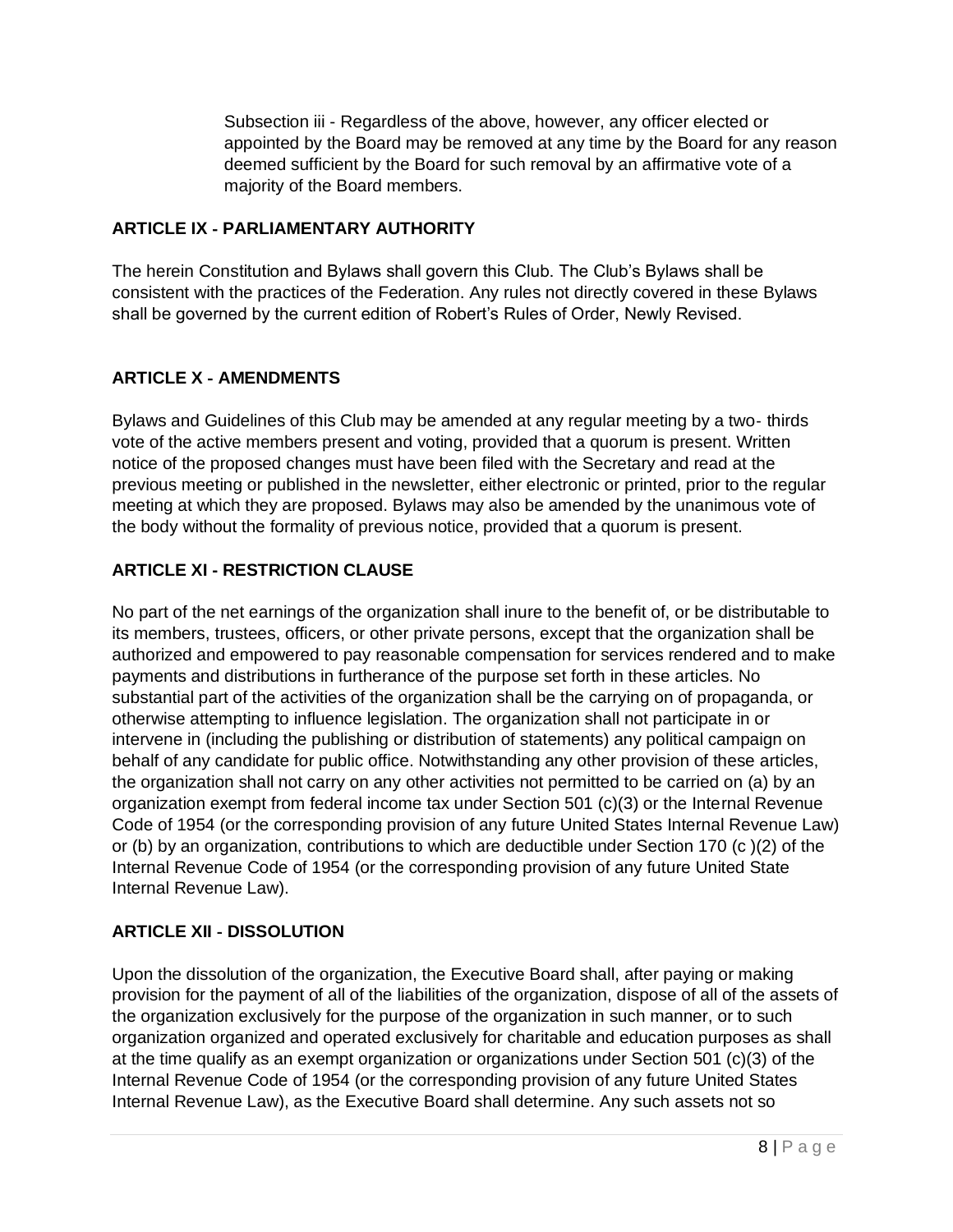Subsection iii - Regardless of the above, however, any officer elected or appointed by the Board may be removed at any time by the Board for any reason deemed sufficient by the Board for such removal by an affirmative vote of a majority of the Board members.

## ARTICLE IX - PARLIAMENTARY AUTHORITY

The herein Constitution and Bylaws shall govern this Club. The Club's Bylaws shall be consistent with the practices of the Federation. Any rules not directly covered in these Bylaws shall be governed by the current edition of Robert's Rules of Order, Newly Revised.

## ARTICLE X - AMENDMENTS

Bylaws and Guidelines of this Club may be amended at any regular meeting by a two- thirds vote of the active members present and voting, provided that a quorum is present. Written notice of the proposed changes must have been filed with the Secretary and read at the previous meeting or published in the newsletter, either electronic or printed, prior to the regular meeting at which they are proposed. Bylaws may also be amended by the unanimous vote of the body without the formality of previous notice, provided that a quorum is present.

## ARTICLE XI - RESTRICTION CLAUSE

No part of the net earnings of the organization shall inure to the benefit of, or be distributable to its members, trustees, officers, or other private persons, except that the organization shall be authorized and empowered to pay reasonable compensation for services rendered and to make payments and distributions in furtherance of the purpose set forth in these articles. No substantial part of the activities of the organization shall be the carrying on of propaganda, or otherwise attempting to influence legislation. The organization shall not participate in or intervene in (including the publishing or distribution of statements) any political campaign on behalf of any candidate for public office. Notwithstanding any other provision of these articles, the organization shall not carry on any other activities not permitted to be carried on (a) by an organization exempt from federal income tax under Section 501 (c)(3) or the Internal Revenue Code of 1954 (or the corresponding provision of any future United States Internal Revenue Law) or (b) by an organization, contributions to which are deductible under Section 170 (c )(2) of the Internal Revenue Code of 1954 (or the corresponding provision of any future United State Internal Revenue Law).

## ARTICLE XII - DISSOLUTION

Upon the dissolution of the organization, the Executive Board shall, after paying or making provision for the payment of all of the liabilities of the organization, dispose of all of the assets of the organization exclusively for the purpose of the organization in such manner, or to such organization organized and operated exclusively for charitable and education purposes as shall at the time qualify as an exempt organization or organizations under Section 501 (c)(3) of the Internal Revenue Code of 1954 (or the corresponding provision of any future United States Internal Revenue Law), as the Executive Board shall determine. Any such assets not so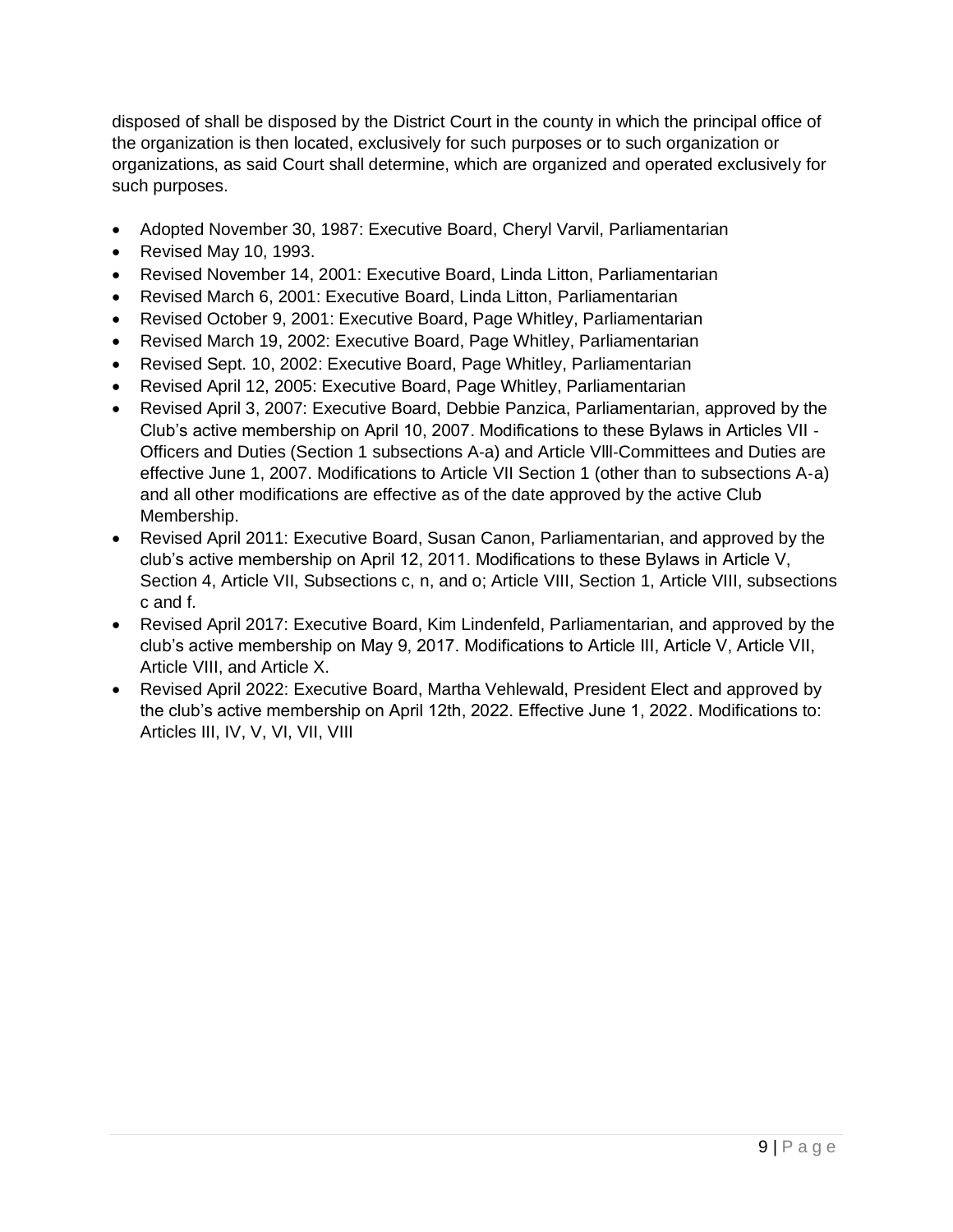disposed of shall be disposed by the District Court in the county in which the principal office of the organization is then located, exclusively for such purposes or to such organization or organizations, as said Court shall determine, which are organized and operated exclusively for such purposes.

- Adopted November 30, 1987: Executive Board, Cheryl Varvil, Parliamentarian
- Revised May 10, 1993.
- Revised November 14, 2001: Executive Board, Linda Litton, Parliamentarian
- Revised March 6, 2001: Executive Board, Linda Litton, Parliamentarian
- Revised October 9, 2001: Executive Board, Page Whitley, Parliamentarian
- Revised March 19, 2002: Executive Board, Page Whitley, Parliamentarian
- Revised Sept. 10, 2002: Executive Board, Page Whitley, Parliamentarian
- Revised April 12, 2005: Executive Board, Page Whitley, Parliamentarian
- Revised April 3, 2007: Executive Board, Debbie Panzica, Parliamentarian, approved by the Club's active membership on April 10, 2007. Modifications to these Bylaws in Articles VII - Officers and Duties (Section 1 subsections A-a) and Article Vlll-Committees and Duties are effective June 1, 2007. Modifications to Article VII Section 1 (other than to subsections A-a) and all other modifications are effective as of the date approved by the active Club Membership.
- Revised April 2011: Executive Board, Susan Canon, Parliamentarian, and approved by the club's active membership on April 12, 2011. Modifications to these Bylaws in Article V, Section 4, Article VII, Subsections c, n, and o; Article VIII, Section 1, Article VIII, subsections c and f.
- Revised April 2017: Executive Board, Kim Lindenfeld, Parliamentarian, and approved by the club's active membership on May 9, 2017. Modifications to Article III, Article V, Article VII, Article VIII, and Article X.
- Revised April 2022: Executive Board, Martha Vehlewald, President Elect and approved by the club's active membership on April 12th, 2022. Effective June 1, 2022. Modifications to: Articles III, IV, V, VI, VII, VIII